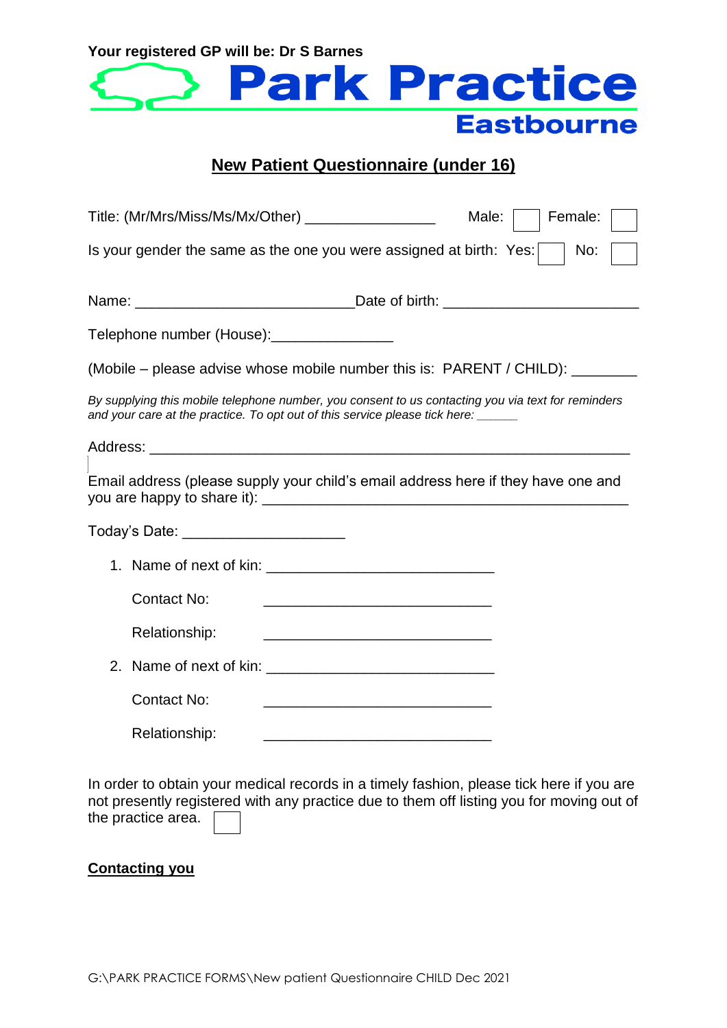**Your registered GP will be: Dr S Barnes**

# Park Practice
## Eastbourne

## New Patient Questionnaire (under 16)

Title: (Mr/Mrs/Miss/Ms/Mx/Other) _______________ Male: ☐ Female: ☐

Is your gender the same as the one you were assigned at birth: Yes: ☐ No: ☐

Name: _________________________ Date of birth: ______________________

Telephone number (House):______________

(Mobile – please advise whose mobile number this is: PARENT / CHILD): ________

*By supplying this mobile telephone number, you consent to us contacting you via text for reminders and your care at the practice. To opt out of this service please tick here: ______*

Address: ________________________________________________________

Email address (please supply your child's email address here if they have one and you are happy to share it): ___________________________________________

Today's Date: ___________________

1. Name of next of kin: __________________________

   Contact No: __________________________

   Relationship: __________________________

2. Name of next of kin: __________________________

   Contact No: __________________________

   Relationship: __________________________

In order to obtain your medical records in a timely fashion, please tick here if you are not presently registered with any practice due to them off listing you for moving out of the practice area. ☐

**Contacting you**

G:\PARK PRACTICE FORMS\New patient Questionnaire CHILD Dec 2021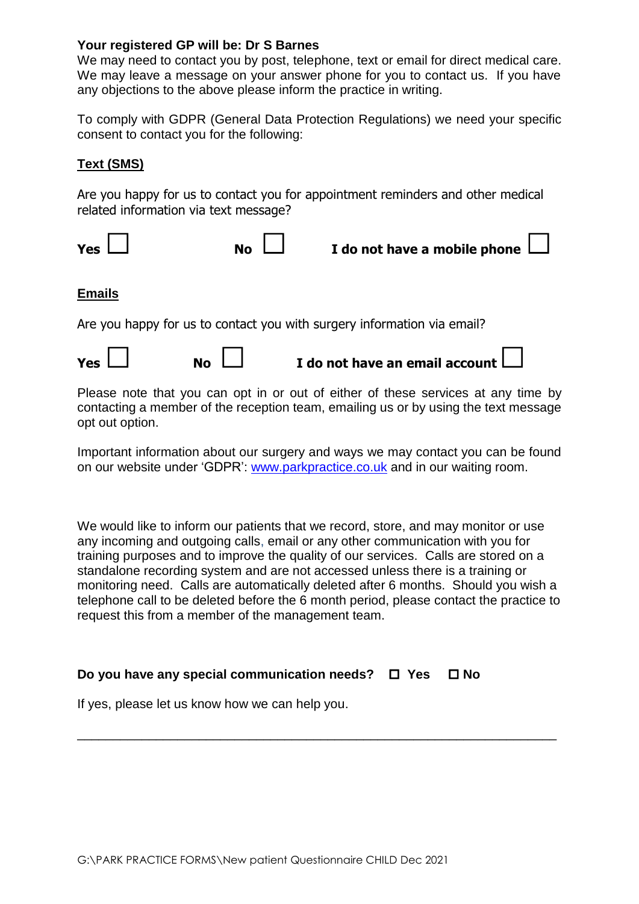**Your registered GP will be: Dr S Barnes**

We may need to contact you by post, telephone, text or email for direct medical care. We may leave a message on your answer phone for you to contact us. If you have any objections to the above please inform the practice in writing.

To comply with GDPR (General Data Protection Regulations) we need your specific consent to contact you for the following:

**Text (SMS)**

Are you happy for us to contact you for appointment reminders and other medical related information via text message?

**Yes** ☐ **No** ☐ **I do not have a mobile phone** ☐

**Emails**

Are you happy for us to contact you with surgery information via email?

**Yes** ☐ **No** ☐ **I do not have an email account** ☐

Please note that you can opt in or out of either of these services at any time by contacting a member of the reception team, emailing us or by using the text message opt out option.

Important information about our surgery and ways we may contact you can be found on our website under 'GDPR': www.parkpractice.co.uk and in our waiting room.

We would like to inform our patients that we record, store, and may monitor or use any incoming and outgoing calls, email or any other communication with you for training purposes and to improve the quality of our services. Calls are stored on a standalone recording system and are not accessed unless there is a training or monitoring need. Calls are automatically deleted after 6 months. Should you wish a telephone call to be deleted before the 6 month period, please contact the practice to request this from a member of the management team.

**Do you have any special communication needs?** ☐ **Yes** ☐ **No**

If yes, please let us know how we can help you.

\_\_\_\_\_\_\_\_\_\_\_\_\_\_\_\_\_\_\_\_\_\_\_\_\_\_\_\_\_\_\_\_\_\_\_\_\_\_\_\_\_\_\_\_\_\_\_\_\_\_\_\_\_\_\_\_\_\_\_\_\_\_\_\_

G:\PARK PRACTICE FORMS\New patient Questionnaire CHILD Dec 2021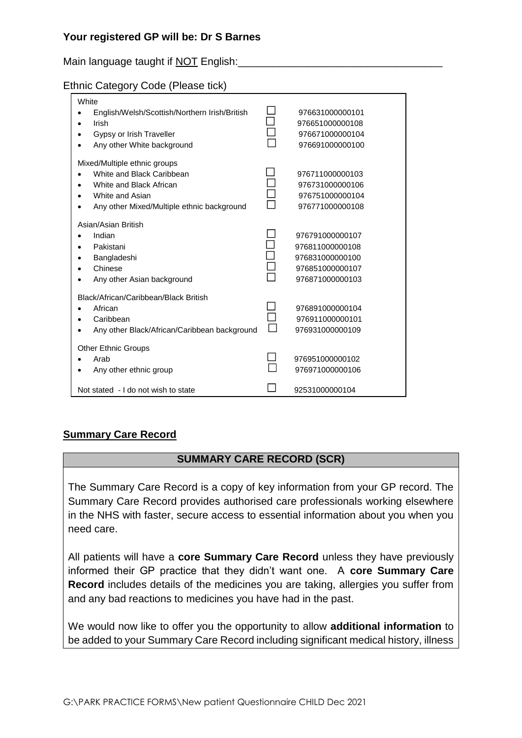**Your registered GP will be: Dr S Barnes**

Main language taught if NOT English:\_\_\_\_\_\_\_\_\_\_\_\_\_\_\_\_\_\_\_\_\_\_\_\_\_\_\_\_\_\_\_\_\_\_

Ethnic Category Code (Please tick)

| Ethnic Category | Tick | Code |
|---|---|---|
| **White** | | |
| • English/Welsh/Scottish/Northern Irish/British | ☐ | 976631000000101 |
| • Irish | ☐ | 976651000000108 |
| • Gypsy or Irish Traveller | ☐ | 976671000000104 |
| • Any other White background | ☐ | 976691000000100 |
| **Mixed/Multiple ethnic groups** | | |
| • White and Black Caribbean | ☐ | 976711000000103 |
| • White and Black African | ☐ | 976731000000106 |
| • White and Asian | ☐ | 976751000000104 |
| • Any other Mixed/Multiple ethnic background | ☐ | 976771000000108 |
| **Asian/Asian British** | | |
| • Indian | ☐ | 976791000000107 |
| • Pakistani | ☐ | 976811000000108 |
| • Bangladeshi | ☐ | 976831000000100 |
| • Chinese | ☐ | 976851000000107 |
| • Any other Asian background | ☐ | 976871000000103 |
| **Black/African/Caribbean/Black British** | | |
| • African | ☐ | 976891000000104 |
| • Caribbean | ☐ | 976911000000101 |
| • Any other Black/African/Caribbean background | ☐ | 976931000000109 |
| **Other Ethnic Groups** | | |
| • Arab | ☐ | 976951000000102 |
| • Any other ethnic group | ☐ | 976971000000106 |
| Not stated - I do not wish to state | ☐ | 92531000000104 |

## Summary Care Record

### SUMMARY CARE RECORD (SCR)

The Summary Care Record is a copy of key information from your GP record. The Summary Care Record provides authorised care professionals working elsewhere in the NHS with faster, secure access to essential information about you when you need care.

All patients will have a **core Summary Care Record** unless they have previously informed their GP practice that they didn't want one. A **core Summary Care Record** includes details of the medicines you are taking, allergies you suffer from and any bad reactions to medicines you have had in the past.

We would now like to offer you the opportunity to allow **additional information** to be added to your Summary Care Record including significant medical history, illness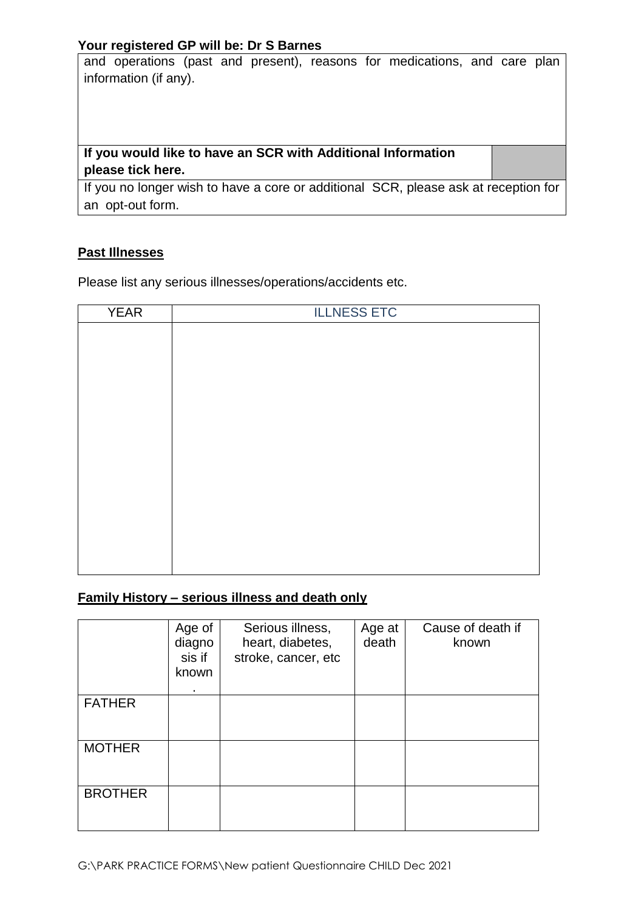**Your registered GP will be: Dr S Barnes**

and operations (past and present), reasons for medications, and care plan information (if any).

| **If you would like to have an SCR with Additional Information please tick here.** | |
|---|---|
| If you no longer wish to have a core or additional SCR, please ask at reception for an opt-out form. | |

## **Past Illnesses**

Please list any serious illnesses/operations/accidents etc.

| YEAR | ILLNESS ETC |
|---|---|
| | |

## **Family History – serious illness and death only**

| | Age of diagnosis if known. | Serious illness, heart, diabetes, stroke, cancer, etc | Age at death | Cause of death if known |
|---|---|---|---|---|
| FATHER | | | | |
| MOTHER | | | | |
| BROTHER | | | | |

G:\PARK PRACTICE FORMS\New patient Questionnaire CHILD Dec 2021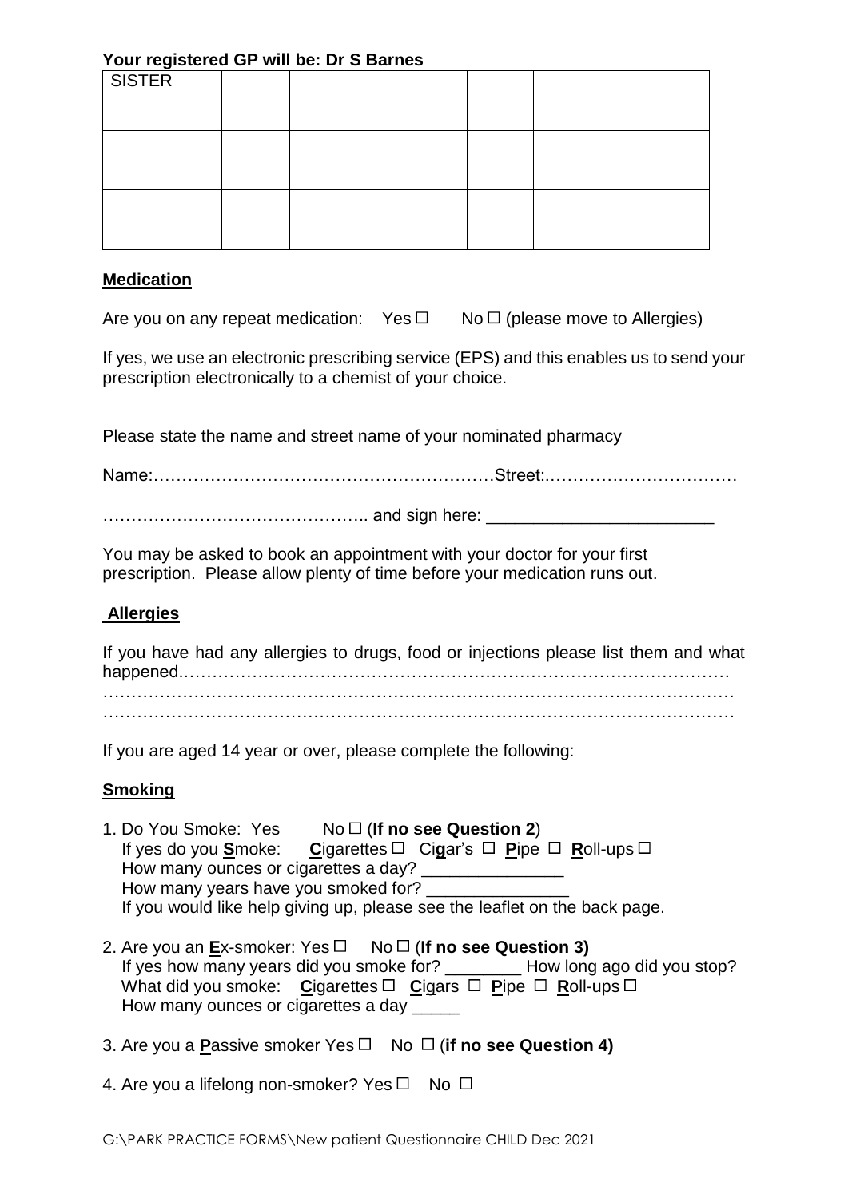**Your registered GP will be: Dr S Barnes**

| | | | | |
|---|---|---|---|---|
| SISTER | | | | |
| | | | | |
| | | | | |

**Medication**

Are you on any repeat medication: Yes ☐ No ☐ (please move to Allergies)

If yes, we use an electronic prescribing service (EPS) and this enables us to send your prescription electronically to a chemist of your choice.

Please state the name and street name of your nominated pharmacy

Name:……………………………………………………Street:……………………………

……………………………………….. and sign here: _______________________

You may be asked to book an appointment with your doctor for your first prescription. Please allow plenty of time before your medication runs out.

**Allergies**

If you have had any allergies to drugs, food or injections please list them and what happened.…………………………………………………………………………………
……………………………………………………………………………………………………
……………………………………………………………………………………………………

If you are aged 14 year or over, please complete the following:

**Smoking**

1. Do You Smoke: Yes No ☐ (**If no see Question 2**)
   If yes do you **S**moke: **C**igarettes ☐ Ci**g**ar's ☐ **P**ipe ☐ **R**oll-ups ☐
   How many ounces or cigarettes a day? _______________
   How many years have you smoked for? _______________
   If you would like help giving up, please see the leaflet on the back page.

2. Are you an **E**x-smoker: Yes ☐ No ☐ (**If no see Question 3)**
   If yes how many years did you smoke for? ________ How long ago did you stop?
   What did you smoke: **C**igarettes ☐ **C**igars ☐ **P**ipe ☐ **R**oll-ups ☐
   How many ounces or cigarettes a day _____

3. Are you a **P**assive smoker Yes ☐ No ☐ (**if no see Question 4)**

4. Are you a lifelong non-smoker? Yes ☐ No ☐

G:\PARK PRACTICE FORMS\New patient Questionnaire CHILD Dec 2021